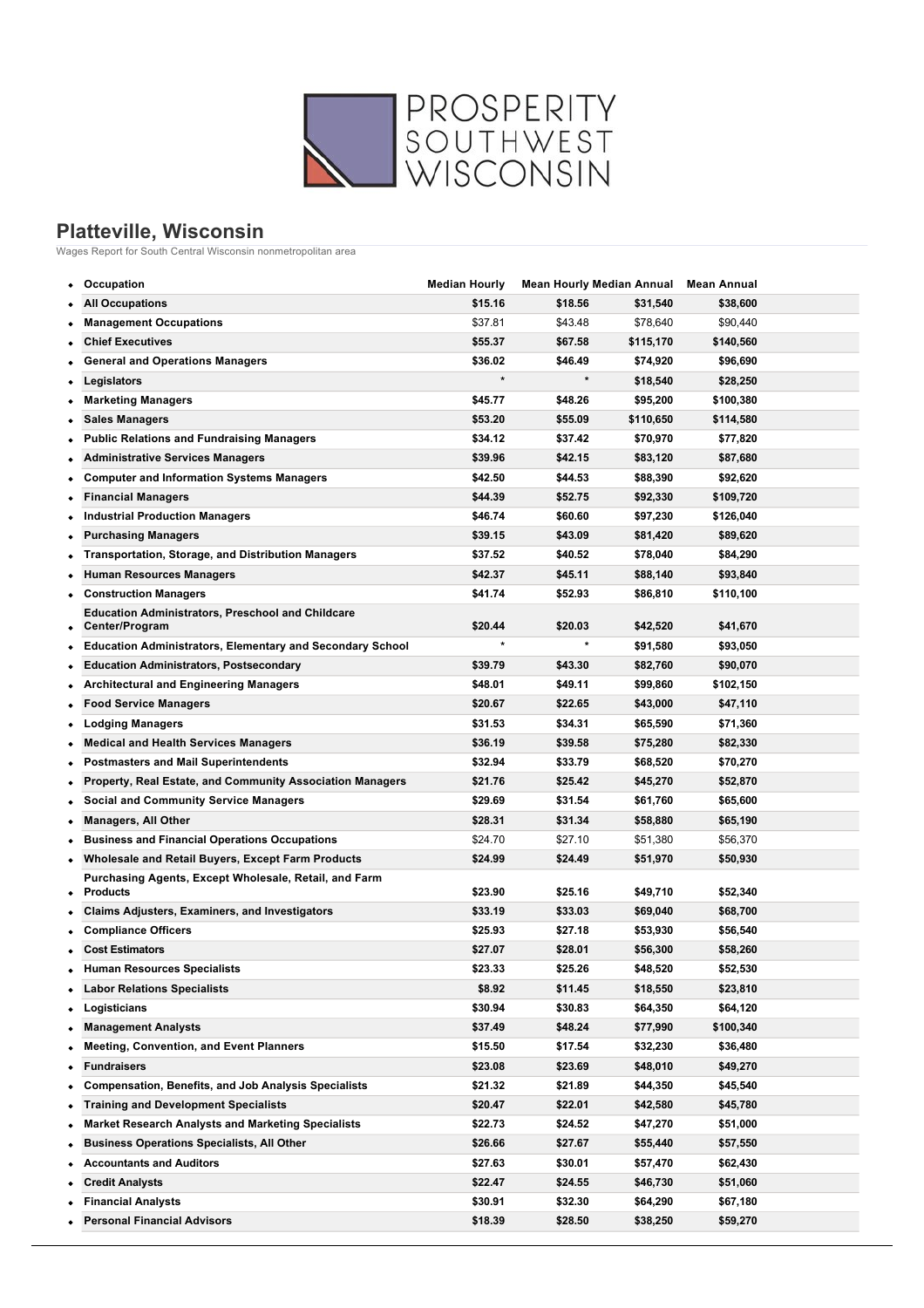PROSPERITY SOUTHWEST WISCONSIN

## Platteville, Wisconsin

Wages Report for South Central Wisconsin nonmetropolitan area

| Occupation | Median Hourly | Mean Hourly | Median Annual | Mean Annual |
|---|---|---|---|---|
| **All Occupations** | **$15.16** | **$18.56** | **$31,540** | **$38,600** |
| **Management Occupations** | $37.81 | $43.48 | $78,640 | $90,440 |
| **Chief Executives** | **$55.37** | **$67.58** | **$115,170** | **$140,560** |
| **General and Operations Managers** | **$36.02** | **$46.49** | **$74,920** | **$96,690** |
| **Legislators** | * | * | **$18,540** | **$28,250** |
| **Marketing Managers** | **$45.77** | **$48.26** | **$95,200** | **$100,380** |
| **Sales Managers** | **$53.20** | **$55.09** | **$110,650** | **$114,580** |
| **Public Relations and Fundraising Managers** | **$34.12** | **$37.42** | **$70,970** | **$77,820** |
| **Administrative Services Managers** | **$39.96** | **$42.15** | **$83,120** | **$87,680** |
| **Computer and Information Systems Managers** | **$42.50** | **$44.53** | **$88,390** | **$92,620** |
| **Financial Managers** | **$44.39** | **$52.75** | **$92,330** | **$109,720** |
| **Industrial Production Managers** | **$46.74** | **$60.60** | **$97,230** | **$126,040** |
| **Purchasing Managers** | **$39.15** | **$43.09** | **$81,420** | **$89,620** |
| **Transportation, Storage, and Distribution Managers** | **$37.52** | **$40.52** | **$78,040** | **$84,290** |
| **Human Resources Managers** | **$42.37** | **$45.11** | **$88,140** | **$93,840** |
| **Construction Managers** | **$41.74** | **$52.93** | **$86,810** | **$110,100** |
| **Education Administrators, Preschool and Childcare Center/Program** | **$20.44** | **$20.03** | **$42,520** | **$41,670** |
| **Education Administrators, Elementary and Secondary School** | * | * | **$91,580** | **$93,050** |
| **Education Administrators, Postsecondary** | **$39.79** | **$43.30** | **$82,760** | **$90,070** |
| **Architectural and Engineering Managers** | **$48.01** | **$49.11** | **$99,860** | **$102,150** |
| **Food Service Managers** | **$20.67** | **$22.65** | **$43,000** | **$47,110** |
| **Lodging Managers** | **$31.53** | **$34.31** | **$65,590** | **$71,360** |
| **Medical and Health Services Managers** | **$36.19** | **$39.58** | **$75,280** | **$82,330** |
| **Postmasters and Mail Superintendents** | **$32.94** | **$33.79** | **$68,520** | **$70,270** |
| **Property, Real Estate, and Community Association Managers** | **$21.76** | **$25.42** | **$45,270** | **$52,870** |
| **Social and Community Service Managers** | **$29.69** | **$31.54** | **$61,760** | **$65,600** |
| **Managers, All Other** | **$28.31** | **$31.34** | **$58,880** | **$65,190** |
| **Business and Financial Operations Occupations** | $24.70 | $27.10 | $51,380 | $56,370 |
| **Wholesale and Retail Buyers, Except Farm Products** | **$24.99** | **$24.49** | **$51,970** | **$50,930** |
| **Purchasing Agents, Except Wholesale, Retail, and Farm Products** | **$23.90** | **$25.16** | **$49,710** | **$52,340** |
| **Claims Adjusters, Examiners, and Investigators** | **$33.19** | **$33.03** | **$69,040** | **$68,700** |
| **Compliance Officers** | **$25.93** | **$27.18** | **$53,930** | **$56,540** |
| **Cost Estimators** | **$27.07** | **$28.01** | **$56,300** | **$58,260** |
| **Human Resources Specialists** | **$23.33** | **$25.26** | **$48,520** | **$52,530** |
| **Labor Relations Specialists** | **$8.92** | **$11.45** | **$18,550** | **$23,810** |
| **Logisticians** | **$30.94** | **$30.83** | **$64,350** | **$64,120** |
| **Management Analysts** | **$37.49** | **$48.24** | **$77,990** | **$100,340** |
| **Meeting, Convention, and Event Planners** | **$15.50** | **$17.54** | **$32,230** | **$36,480** |
| **Fundraisers** | **$23.08** | **$23.69** | **$48,010** | **$49,270** |
| **Compensation, Benefits, and Job Analysis Specialists** | **$21.32** | **$21.89** | **$44,350** | **$45,540** |
| **Training and Development Specialists** | **$20.47** | **$22.01** | **$42,580** | **$45,780** |
| **Market Research Analysts and Marketing Specialists** | **$22.73** | **$24.52** | **$47,270** | **$51,000** |
| **Business Operations Specialists, All Other** | **$26.66** | **$27.67** | **$55,440** | **$57,550** |
| **Accountants and Auditors** | **$27.63** | **$30.01** | **$57,470** | **$62,430** |
| **Credit Analysts** | **$22.47** | **$24.55** | **$46,730** | **$51,060** |
| **Financial Analysts** | **$30.91** | **$32.30** | **$64,290** | **$67,180** |
| **Personal Financial Advisors** | **$18.39** | **$28.50** | **$38,250** | **$59,270** |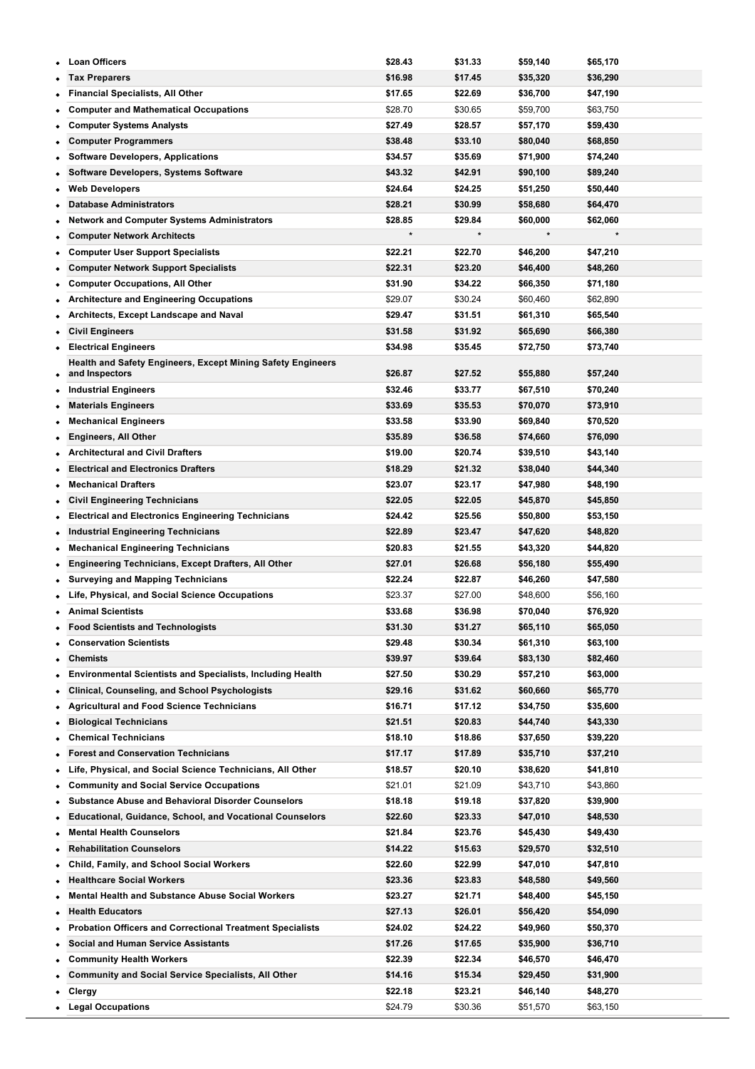| Occupation | | | | |
|---|---|---|---|---|
| **Loan Officers** | **$28.43** | **$31.33** | **$59,140** | **$65,170** |
| **Tax Preparers** | **$16.98** | **$17.45** | **$35,320** | **$36,290** |
| **Financial Specialists, All Other** | **$17.65** | **$22.69** | **$36,700** | **$47,190** |
| **Computer and Mathematical Occupations** | $28.70 | $30.65 | $59,700 | $63,750 |
| **Computer Systems Analysts** | **$27.49** | **$28.57** | **$57,170** | **$59,430** |
| **Computer Programmers** | **$38.48** | **$33.10** | **$80,040** | **$68,850** |
| **Software Developers, Applications** | **$34.57** | **$35.69** | **$71,900** | **$74,240** |
| **Software Developers, Systems Software** | **$43.32** | **$42.91** | **$90,100** | **$89,240** |
| **Web Developers** | **$24.64** | **$24.25** | **$51,250** | **$50,440** |
| **Database Administrators** | **$28.21** | **$30.99** | **$58,680** | **$64,470** |
| **Network and Computer Systems Administrators** | **$28.85** | **$29.84** | **$60,000** | **$62,060** |
| **Computer Network Architects** | * | * | * | * |
| **Computer User Support Specialists** | **$22.21** | **$22.70** | **$46,200** | **$47,210** |
| **Computer Network Support Specialists** | **$22.31** | **$23.20** | **$46,400** | **$48,260** |
| **Computer Occupations, All Other** | **$31.90** | **$34.22** | **$66,350** | **$71,180** |
| **Architecture and Engineering Occupations** | $29.07 | $30.24 | $60,460 | $62,890 |
| **Architects, Except Landscape and Naval** | **$29.47** | **$31.51** | **$61,310** | **$65,540** |
| **Civil Engineers** | **$31.58** | **$31.92** | **$65,690** | **$66,380** |
| **Electrical Engineers** | **$34.98** | **$35.45** | **$72,750** | **$73,740** |
| **Health and Safety Engineers, Except Mining Safety Engineers and Inspectors** | **$26.87** | **$27.52** | **$55,880** | **$57,240** |
| **Industrial Engineers** | **$32.46** | **$33.77** | **$67,510** | **$70,240** |
| **Materials Engineers** | **$33.69** | **$35.53** | **$70,070** | **$73,910** |
| **Mechanical Engineers** | **$33.58** | **$33.90** | **$69,840** | **$70,520** |
| **Engineers, All Other** | **$35.89** | **$36.58** | **$74,660** | **$76,090** |
| **Architectural and Civil Drafters** | **$19.00** | **$20.74** | **$39,510** | **$43,140** |
| **Electrical and Electronics Drafters** | **$18.29** | **$21.32** | **$38,040** | **$44,340** |
| **Mechanical Drafters** | **$23.07** | **$23.17** | **$47,980** | **$48,190** |
| **Civil Engineering Technicians** | **$22.05** | **$22.05** | **$45,870** | **$45,850** |
| **Electrical and Electronics Engineering Technicians** | **$24.42** | **$25.56** | **$50,800** | **$53,150** |
| **Industrial Engineering Technicians** | **$22.89** | **$23.47** | **$47,620** | **$48,820** |
| **Mechanical Engineering Technicians** | **$20.83** | **$21.55** | **$43,320** | **$44,820** |
| **Engineering Technicians, Except Drafters, All Other** | **$27.01** | **$26.68** | **$56,180** | **$55,490** |
| **Surveying and Mapping Technicians** | **$22.24** | **$22.87** | **$46,260** | **$47,580** |
| **Life, Physical, and Social Science Occupations** | $23.37 | $27.00 | $48,600 | $56,160 |
| **Animal Scientists** | **$33.68** | **$36.98** | **$70,040** | **$76,920** |
| **Food Scientists and Technologists** | **$31.30** | **$31.27** | **$65,110** | **$65,050** |
| **Conservation Scientists** | **$29.48** | **$30.34** | **$61,310** | **$63,100** |
| **Chemists** | **$39.97** | **$39.64** | **$83,130** | **$82,460** |
| **Environmental Scientists and Specialists, Including Health** | **$27.50** | **$30.29** | **$57,210** | **$63,000** |
| **Clinical, Counseling, and School Psychologists** | **$29.16** | **$31.62** | **$60,660** | **$65,770** |
| **Agricultural and Food Science Technicians** | **$16.71** | **$17.12** | **$34,750** | **$35,600** |
| **Biological Technicians** | **$21.51** | **$20.83** | **$44,740** | **$43,330** |
| **Chemical Technicians** | **$18.10** | **$18.86** | **$37,650** | **$39,220** |
| **Forest and Conservation Technicians** | **$17.17** | **$17.89** | **$35,710** | **$37,210** |
| **Life, Physical, and Social Science Technicians, All Other** | **$18.57** | **$20.10** | **$38,620** | **$41,810** |
| **Community and Social Service Occupations** | $21.01 | $21.09 | $43,710 | $43,860 |
| **Substance Abuse and Behavioral Disorder Counselors** | **$18.18** | **$19.18** | **$37,820** | **$39,900** |
| **Educational, Guidance, School, and Vocational Counselors** | **$22.60** | **$23.33** | **$47,010** | **$48,530** |
| **Mental Health Counselors** | **$21.84** | **$23.76** | **$45,430** | **$49,430** |
| **Rehabilitation Counselors** | **$14.22** | **$15.63** | **$29,570** | **$32,510** |
| **Child, Family, and School Social Workers** | **$22.60** | **$22.99** | **$47,010** | **$47,810** |
| **Healthcare Social Workers** | **$23.36** | **$23.83** | **$48,580** | **$49,560** |
| **Mental Health and Substance Abuse Social Workers** | **$23.27** | **$21.71** | **$48,400** | **$45,150** |
| **Health Educators** | **$27.13** | **$26.01** | **$56,420** | **$54,090** |
| **Probation Officers and Correctional Treatment Specialists** | **$24.02** | **$24.22** | **$49,960** | **$50,370** |
| **Social and Human Service Assistants** | **$17.26** | **$17.65** | **$35,900** | **$36,710** |
| **Community Health Workers** | **$22.39** | **$22.34** | **$46,570** | **$46,470** |
| **Community and Social Service Specialists, All Other** | **$14.16** | **$15.34** | **$29,450** | **$31,900** |
| **Clergy** | **$22.18** | **$23.21** | **$46,140** | **$48,270** |
| **Legal Occupations** | $24.79 | $30.36 | $51,570 | $63,150 |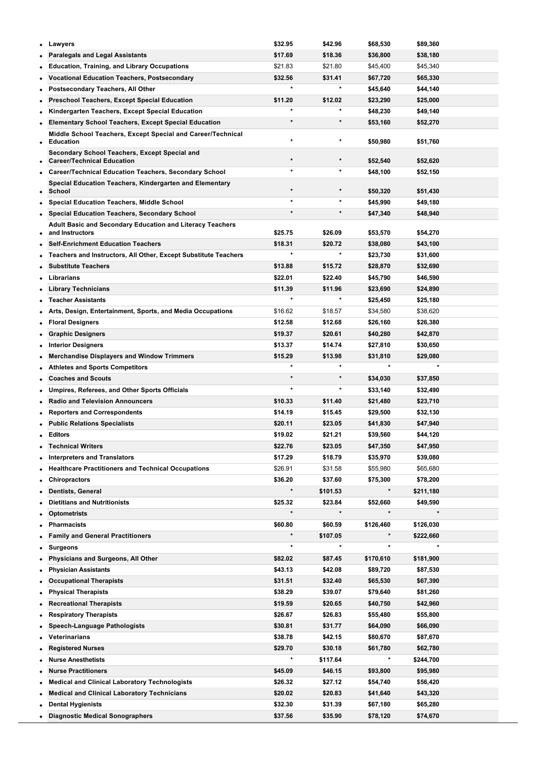| Occupation | | | | |
|---|---|---|---|---|
| **Lawyers** | **$32.95** | **$42.96** | **$68,530** | **$89,360** |
| **Paralegals and Legal Assistants** | **$17.69** | **$18.36** | **$36,800** | **$38,180** |
| **Education, Training, and Library Occupations** | $21.83 | $21.80 | $45,400 | $45,340 |
| **Vocational Education Teachers, Postsecondary** | **$32.56** | **$31.41** | **$67,720** | **$65,330** |
| **Postsecondary Teachers, All Other** | * | * | **$45,640** | **$44,140** |
| **Preschool Teachers, Except Special Education** | **$11.20** | **$12.02** | **$23,290** | **$25,000** |
| **Kindergarten Teachers, Except Special Education** | * | * | **$48,230** | **$49,140** |
| **Elementary School Teachers, Except Special Education** | * | * | **$53,160** | **$52,270** |
| **Middle School Teachers, Except Special and Career/Technical Education** | * | * | **$50,980** | **$51,760** |
| **Secondary School Teachers, Except Special and Career/Technical Education** | * | * | **$52,540** | **$52,620** |
| **Career/Technical Education Teachers, Secondary School** | * | * | **$48,100** | **$52,150** |
| **Special Education Teachers, Kindergarten and Elementary School** | * | * | **$50,320** | **$51,430** |
| **Special Education Teachers, Middle School** | * | * | **$45,990** | **$49,180** |
| **Special Education Teachers, Secondary School** | * | * | **$47,340** | **$48,940** |
| **Adult Basic and Secondary Education and Literacy Teachers and Instructors** | **$25.75** | **$26.09** | **$53,570** | **$54,270** |
| **Self-Enrichment Education Teachers** | **$18.31** | **$20.72** | **$38,080** | **$43,100** |
| **Teachers and Instructors, All Other, Except Substitute Teachers** | * | * | **$23,730** | **$31,600** |
| **Substitute Teachers** | **$13.88** | **$15.72** | **$28,870** | **$32,690** |
| **Librarians** | **$22.01** | **$22.40** | **$45,790** | **$46,590** |
| **Library Technicians** | **$11.39** | **$11.96** | **$23,690** | **$24,890** |
| **Teacher Assistants** | * | * | **$25,450** | **$25,180** |
| **Arts, Design, Entertainment, Sports, and Media Occupations** | $16.62 | $18.57 | $34,580 | $38,620 |
| **Floral Designers** | **$12.58** | **$12.68** | **$26,160** | **$26,380** |
| **Graphic Designers** | **$19.37** | **$20.61** | **$40,280** | **$42,870** |
| **Interior Designers** | **$13.37** | **$14.74** | **$27,810** | **$30,650** |
| **Merchandise Displayers and Window Trimmers** | **$15.29** | **$13.98** | **$31,810** | **$29,080** |
| **Athletes and Sports Competitors** | * | * | * | * |
| **Coaches and Scouts** | * | * | **$34,030** | **$37,850** |
| **Umpires, Referees, and Other Sports Officials** | * | * | **$33,140** | **$32,490** |
| **Radio and Television Announcers** | **$10.33** | **$11.40** | **$21,480** | **$23,710** |
| **Reporters and Correspondents** | **$14.19** | **$15.45** | **$29,500** | **$32,130** |
| **Public Relations Specialists** | **$20.11** | **$23.05** | **$41,830** | **$47,940** |
| **Editors** | **$19.02** | **$21.21** | **$39,560** | **$44,120** |
| **Technical Writers** | **$22.76** | **$23.05** | **$47,350** | **$47,950** |
| **Interpreters and Translators** | **$17.29** | **$18.79** | **$35,970** | **$39,080** |
| **Healthcare Practitioners and Technical Occupations** | $26.91 | $31.58 | $55,980 | $65,680 |
| **Chiropractors** | **$36.20** | **$37.60** | **$75,300** | **$78,200** |
| **Dentists, General** | * | **$101.53** | * | **$211,180** |
| **Dietitians and Nutritionists** | **$25.32** | **$23.84** | **$52,660** | **$49,590** |
| **Optometrists** | * | * | * | * |
| **Pharmacists** | **$60.80** | **$60.59** | **$126,460** | **$126,030** |
| **Family and General Practitioners** | * | **$107.05** | * | **$222,660** |
| **Surgeons** | * | * | * | * |
| **Physicians and Surgeons, All Other** | **$82.02** | **$87.45** | **$170,610** | **$181,900** |
| **Physician Assistants** | **$43.13** | **$42.08** | **$89,720** | **$87,530** |
| **Occupational Therapists** | **$31.51** | **$32.40** | **$65,530** | **$67,390** |
| **Physical Therapists** | **$38.29** | **$39.07** | **$79,640** | **$81,260** |
| **Recreational Therapists** | **$19.59** | **$20.65** | **$40,750** | **$42,960** |
| **Respiratory Therapists** | **$26.67** | **$26.83** | **$55,480** | **$55,800** |
| **Speech-Language Pathologists** | **$30.81** | **$31.77** | **$64,090** | **$66,090** |
| **Veterinarians** | **$38.78** | **$42.15** | **$80,670** | **$87,670** |
| **Registered Nurses** | **$29.70** | **$30.18** | **$61,780** | **$62,780** |
| **Nurse Anesthetists** | * | **$117.64** | * | **$244,700** |
| **Nurse Practitioners** | **$45.09** | **$46.15** | **$93,800** | **$95,980** |
| **Medical and Clinical Laboratory Technologists** | **$26.32** | **$27.12** | **$54,740** | **$56,420** |
| **Medical and Clinical Laboratory Technicians** | **$20.02** | **$20.83** | **$41,640** | **$43,320** |
| **Dental Hygienists** | **$32.30** | **$31.39** | **$67,180** | **$65,280** |
| **Diagnostic Medical Sonographers** | **$37.56** | **$35.90** | **$78,120** | **$74,670** |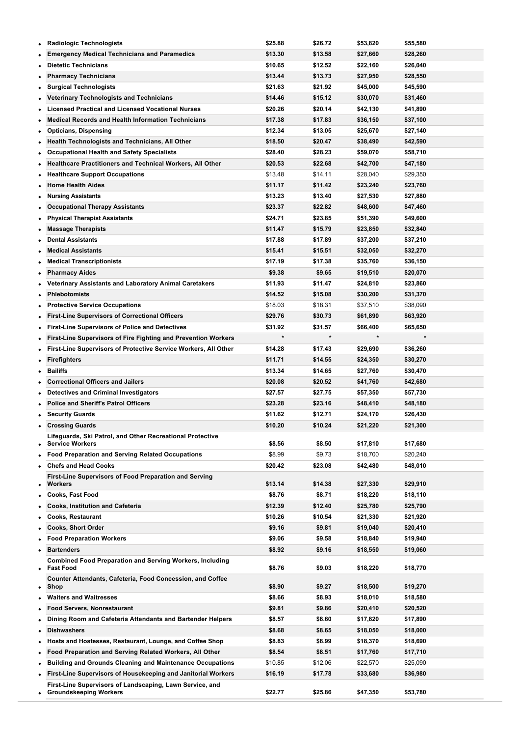| | | | | |
|---|---|---|---|---|
| **Radiologic Technologists** | **$25.88** | **$26.72** | **$53,820** | **$55,580** |
| **Emergency Medical Technicians and Paramedics** | **$13.30** | **$13.58** | **$27,660** | **$28,260** |
| **Dietetic Technicians** | **$10.65** | **$12.52** | **$22,160** | **$26,040** |
| **Pharmacy Technicians** | **$13.44** | **$13.73** | **$27,950** | **$28,550** |
| **Surgical Technologists** | **$21.63** | **$21.92** | **$45,000** | **$45,590** |
| **Veterinary Technologists and Technicians** | **$14.46** | **$15.12** | **$30,070** | **$31,460** |
| **Licensed Practical and Licensed Vocational Nurses** | **$20.26** | **$20.14** | **$42,130** | **$41,890** |
| **Medical Records and Health Information Technicians** | **$17.38** | **$17.83** | **$36,150** | **$37,100** |
| **Opticians, Dispensing** | **$12.34** | **$13.05** | **$25,670** | **$27,140** |
| **Health Technologists and Technicians, All Other** | **$18.50** | **$20.47** | **$38,490** | **$42,590** |
| **Occupational Health and Safety Specialists** | **$28.40** | **$28.23** | **$59,070** | **$58,710** |
| **Healthcare Practitioners and Technical Workers, All Other** | **$20.53** | **$22.68** | **$42,700** | **$47,180** |
| **Healthcare Support Occupations** | $13.48 | $14.11 | $28,040 | $29,350 |
| **Home Health Aides** | **$11.17** | **$11.42** | **$23,240** | **$23,760** |
| **Nursing Assistants** | **$13.23** | **$13.40** | **$27,530** | **$27,880** |
| **Occupational Therapy Assistants** | **$23.37** | **$22.82** | **$48,600** | **$47,460** |
| **Physical Therapist Assistants** | **$24.71** | **$23.85** | **$51,390** | **$49,600** |
| **Massage Therapists** | **$11.47** | **$15.79** | **$23,850** | **$32,840** |
| **Dental Assistants** | **$17.88** | **$17.89** | **$37,200** | **$37,210** |
| **Medical Assistants** | **$15.41** | **$15.51** | **$32,050** | **$32,270** |
| **Medical Transcriptionists** | **$17.19** | **$17.38** | **$35,760** | **$36,150** |
| **Pharmacy Aides** | **$9.38** | **$9.65** | **$19,510** | **$20,070** |
| **Veterinary Assistants and Laboratory Animal Caretakers** | **$11.93** | **$11.47** | **$24,810** | **$23,860** |
| **Phlebotomists** | **$14.52** | **$15.08** | **$30,200** | **$31,370** |
| **Protective Service Occupations** | $18.03 | $18.31 | $37,510 | $38,090 |
| **First-Line Supervisors of Correctional Officers** | **$29.76** | **$30.73** | **$61,890** | **$63,920** |
| **First-Line Supervisors of Police and Detectives** | **$31.92** | **$31.57** | **$66,400** | **$65,650** |
| **First-Line Supervisors of Fire Fighting and Prevention Workers** | * | * | * | * |
| **First-Line Supervisors of Protective Service Workers, All Other** | **$14.28** | **$17.43** | **$29,690** | **$36,260** |
| **Firefighters** | **$11.71** | **$14.55** | **$24,350** | **$30,270** |
| **Bailiffs** | **$13.34** | **$14.65** | **$27,760** | **$30,470** |
| **Correctional Officers and Jailers** | **$20.08** | **$20.52** | **$41,760** | **$42,680** |
| **Detectives and Criminal Investigators** | **$27.57** | **$27.75** | **$57,350** | **$57,730** |
| **Police and Sheriff's Patrol Officers** | **$23.28** | **$23.16** | **$48,410** | **$48,180** |
| **Security Guards** | **$11.62** | **$12.71** | **$24,170** | **$26,430** |
| **Crossing Guards** | **$10.20** | **$10.24** | **$21,220** | **$21,300** |
| **Lifeguards, Ski Patrol, and Other Recreational Protective Service Workers** | **$8.56** | **$8.50** | **$17,810** | **$17,680** |
| **Food Preparation and Serving Related Occupations** | $8.99 | $9.73 | $18,700 | $20,240 |
| **Chefs and Head Cooks** | **$20.42** | **$23.08** | **$42,480** | **$48,010** |
| **First-Line Supervisors of Food Preparation and Serving Workers** | **$13.14** | **$14.38** | **$27,330** | **$29,910** |
| **Cooks, Fast Food** | **$8.76** | **$8.71** | **$18,220** | **$18,110** |
| **Cooks, Institution and Cafeteria** | **$12.39** | **$12.40** | **$25,780** | **$25,790** |
| **Cooks, Restaurant** | **$10.26** | **$10.54** | **$21,330** | **$21,920** |
| **Cooks, Short Order** | **$9.16** | **$9.81** | **$19,040** | **$20,410** |
| **Food Preparation Workers** | **$9.06** | **$9.58** | **$18,840** | **$19,940** |
| **Bartenders** | **$8.92** | **$9.16** | **$18,550** | **$19,060** |
| **Combined Food Preparation and Serving Workers, Including Fast Food** | **$8.76** | **$9.03** | **$18,220** | **$18,770** |
| **Counter Attendants, Cafeteria, Food Concession, and Coffee Shop** | **$8.90** | **$9.27** | **$18,500** | **$19,270** |
| **Waiters and Waitresses** | **$8.66** | **$8.93** | **$18,010** | **$18,580** |
| **Food Servers, Nonrestaurant** | **$9.81** | **$9.86** | **$20,410** | **$20,520** |
| **Dining Room and Cafeteria Attendants and Bartender Helpers** | **$8.57** | **$8.60** | **$17,820** | **$17,890** |
| **Dishwashers** | **$8.68** | **$8.65** | **$18,050** | **$18,000** |
| **Hosts and Hostesses, Restaurant, Lounge, and Coffee Shop** | **$8.83** | **$8.99** | **$18,370** | **$18,690** |
| **Food Preparation and Serving Related Workers, All Other** | **$8.54** | **$8.51** | **$17,760** | **$17,710** |
| **Building and Grounds Cleaning and Maintenance Occupations** | $10.85 | $12.06 | $22,570 | $25,090 |
| **First-Line Supervisors of Housekeeping and Janitorial Workers** | **$16.19** | **$17.78** | **$33,680** | **$36,980** |
| **First-Line Supervisors of Landscaping, Lawn Service, and Groundskeeping Workers** | **$22.77** | **$25.86** | **$47,350** | **$53,780** |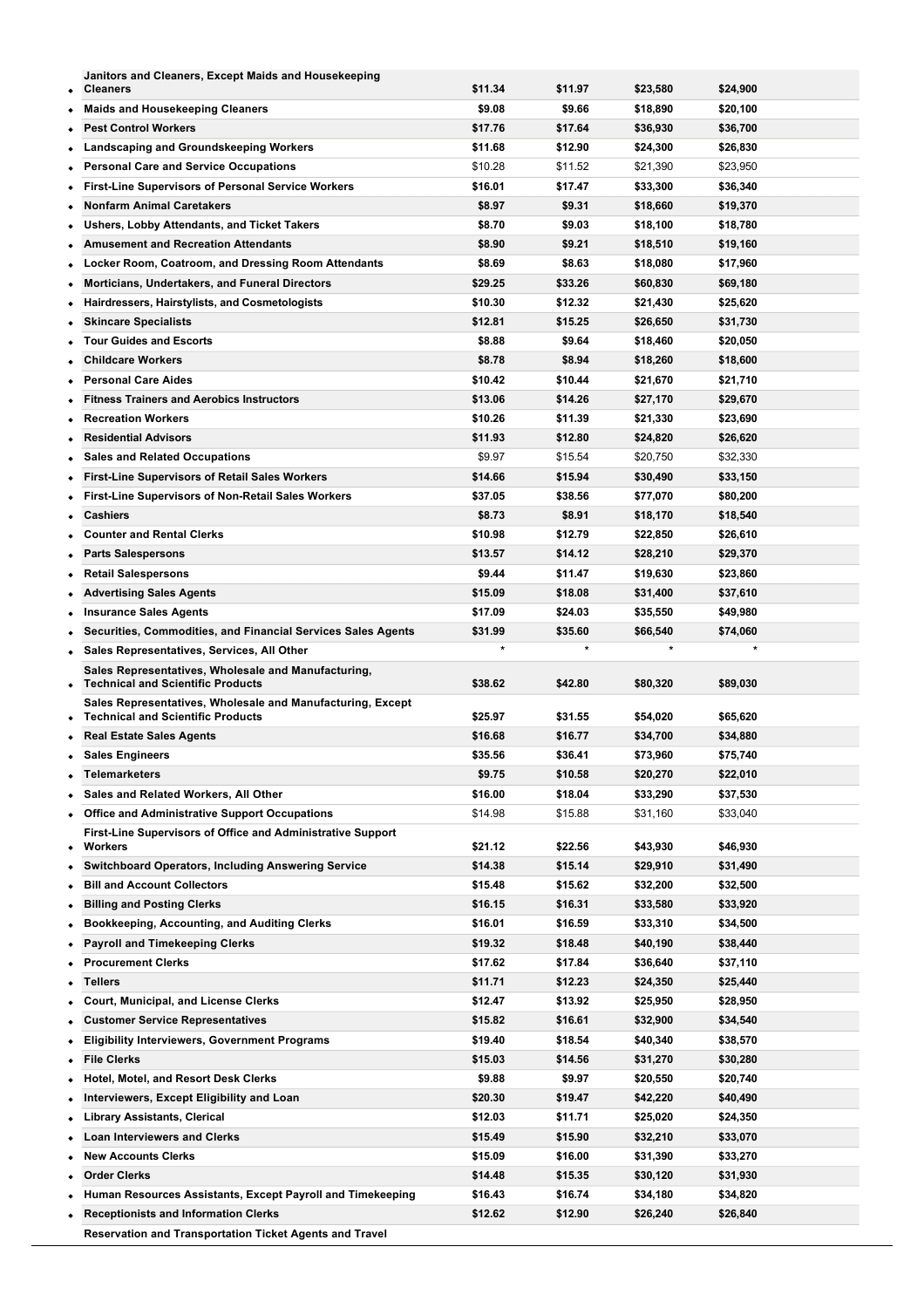| | | | | |
|---|---|---|---|---|
| Janitors and Cleaners, Except Maids and Housekeeping Cleaners | $11.34 | $11.97 | $23,580 | $24,900 |
| Maids and Housekeeping Cleaners | $9.08 | $9.66 | $18,890 | $20,100 |
| Pest Control Workers | $17.76 | $17.64 | $36,930 | $36,700 |
| Landscaping and Groundskeeping Workers | $11.68 | $12.90 | $24,300 | $26,830 |
| Personal Care and Service Occupations | $10.28 | $11.52 | $21,390 | $23,950 |
| First-Line Supervisors of Personal Service Workers | $16.01 | $17.47 | $33,300 | $36,340 |
| Nonfarm Animal Caretakers | $8.97 | $9.31 | $18,660 | $19,370 |
| Ushers, Lobby Attendants, and Ticket Takers | $8.70 | $9.03 | $18,100 | $18,780 |
| Amusement and Recreation Attendants | $8.90 | $9.21 | $18,510 | $19,160 |
| Locker Room, Coatroom, and Dressing Room Attendants | $8.69 | $8.63 | $18,080 | $17,960 |
| Morticians, Undertakers, and Funeral Directors | $29.25 | $33.26 | $60,830 | $69,180 |
| Hairdressers, Hairstylists, and Cosmetologists | $10.30 | $12.32 | $21,430 | $25,620 |
| Skincare Specialists | $12.81 | $15.25 | $26,650 | $31,730 |
| Tour Guides and Escorts | $8.88 | $9.64 | $18,460 | $20,050 |
| Childcare Workers | $8.78 | $8.94 | $18,260 | $18,600 |
| Personal Care Aides | $10.42 | $10.44 | $21,670 | $21,710 |
| Fitness Trainers and Aerobics Instructors | $13.06 | $14.26 | $27,170 | $29,670 |
| Recreation Workers | $10.26 | $11.39 | $21,330 | $23,690 |
| Residential Advisors | $11.93 | $12.80 | $24,820 | $26,620 |
| Sales and Related Occupations | $9.97 | $15.54 | $20,750 | $32,330 |
| First-Line Supervisors of Retail Sales Workers | $14.66 | $15.94 | $30,490 | $33,150 |
| First-Line Supervisors of Non-Retail Sales Workers | $37.05 | $38.56 | $77,070 | $80,200 |
| Cashiers | $8.73 | $8.91 | $18,170 | $18,540 |
| Counter and Rental Clerks | $10.98 | $12.79 | $22,850 | $26,610 |
| Parts Salespersons | $13.57 | $14.12 | $28,210 | $29,370 |
| Retail Salespersons | $9.44 | $11.47 | $19,630 | $23,860 |
| Advertising Sales Agents | $15.09 | $18.08 | $31,400 | $37,610 |
| Insurance Sales Agents | $17.09 | $24.03 | $35,550 | $49,980 |
| Securities, Commodities, and Financial Services Sales Agents | $31.99 | $35.60 | $66,540 | $74,060 |
| Sales Representatives, Services, All Other | * | * | * | * |
| Sales Representatives, Wholesale and Manufacturing, Technical and Scientific Products | $38.62 | $42.80 | $80,320 | $89,030 |
| Sales Representatives, Wholesale and Manufacturing, Except Technical and Scientific Products | $25.97 | $31.55 | $54,020 | $65,620 |
| Real Estate Sales Agents | $16.68 | $16.77 | $34,700 | $34,880 |
| Sales Engineers | $35.56 | $36.41 | $73,960 | $75,740 |
| Telemarketers | $9.75 | $10.58 | $20,270 | $22,010 |
| Sales and Related Workers, All Other | $16.00 | $18.04 | $33,290 | $37,530 |
| Office and Administrative Support Occupations | $14.98 | $15.88 | $31,160 | $33,040 |
| First-Line Supervisors of Office and Administrative Support Workers | $21.12 | $22.56 | $43,930 | $46,930 |
| Switchboard Operators, Including Answering Service | $14.38 | $15.14 | $29,910 | $31,490 |
| Bill and Account Collectors | $15.48 | $15.62 | $32,200 | $32,500 |
| Billing and Posting Clerks | $16.15 | $16.31 | $33,580 | $33,920 |
| Bookkeeping, Accounting, and Auditing Clerks | $16.01 | $16.59 | $33,310 | $34,500 |
| Payroll and Timekeeping Clerks | $19.32 | $18.48 | $40,190 | $38,440 |
| Procurement Clerks | $17.62 | $17.84 | $36,640 | $37,110 |
| Tellers | $11.71 | $12.23 | $24,350 | $25,440 |
| Court, Municipal, and License Clerks | $12.47 | $13.92 | $25,950 | $28,950 |
| Customer Service Representatives | $15.82 | $16.61 | $32,900 | $34,540 |
| Eligibility Interviewers, Government Programs | $19.40 | $18.54 | $40,340 | $38,570 |
| File Clerks | $15.03 | $14.56 | $31,270 | $30,280 |
| Hotel, Motel, and Resort Desk Clerks | $9.88 | $9.97 | $20,550 | $20,740 |
| Interviewers, Except Eligibility and Loan | $20.30 | $19.47 | $42,220 | $40,490 |
| Library Assistants, Clerical | $12.03 | $11.71 | $25,020 | $24,350 |
| Loan Interviewers and Clerks | $15.49 | $15.90 | $32,210 | $33,070 |
| New Accounts Clerks | $15.09 | $16.00 | $31,390 | $33,270 |
| Order Clerks | $14.48 | $15.35 | $30,120 | $31,930 |
| Human Resources Assistants, Except Payroll and Timekeeping | $16.43 | $16.74 | $34,180 | $34,820 |
| Receptionists and Information Clerks | $12.62 | $12.90 | $26,240 | $26,840 |
| Reservation and Transportation Ticket Agents and Travel | | | | |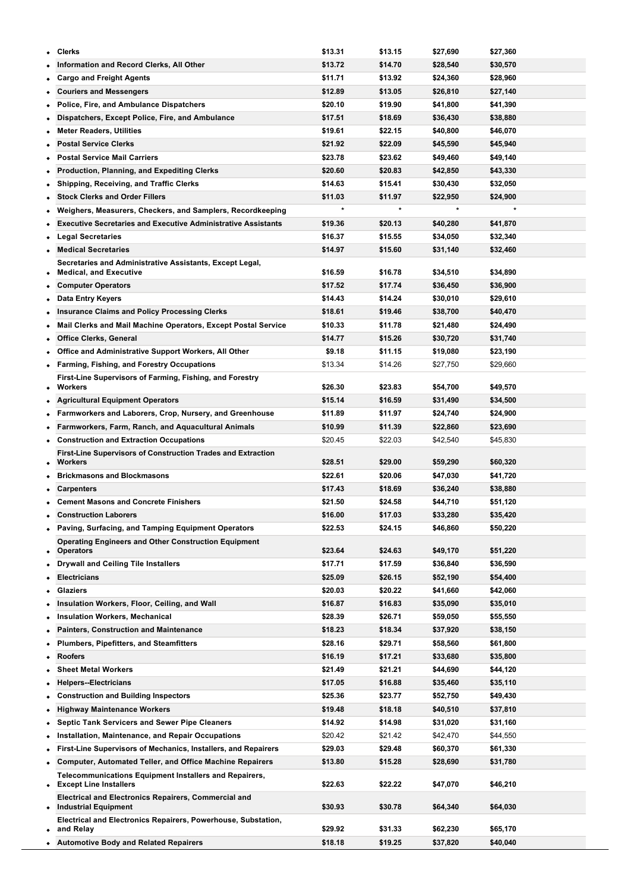| Occupation | | | | |
|---|---|---|---|---|
| Clerks | $13.31 | $13.15 | $27,690 | $27,360 |
| Information and Record Clerks, All Other | $13.72 | $14.70 | $28,540 | $30,570 |
| Cargo and Freight Agents | $11.71 | $13.92 | $24,360 | $28,960 |
| Couriers and Messengers | $12.89 | $13.05 | $26,810 | $27,140 |
| Police, Fire, and Ambulance Dispatchers | $20.10 | $19.90 | $41,800 | $41,390 |
| Dispatchers, Except Police, Fire, and Ambulance | $17.51 | $18.69 | $36,430 | $38,880 |
| Meter Readers, Utilities | $19.61 | $22.15 | $40,800 | $46,070 |
| Postal Service Clerks | $21.92 | $22.09 | $45,590 | $45,940 |
| Postal Service Mail Carriers | $23.78 | $23.62 | $49,460 | $49,140 |
| Production, Planning, and Expediting Clerks | $20.60 | $20.83 | $42,850 | $43,330 |
| Shipping, Receiving, and Traffic Clerks | $14.63 | $15.41 | $30,430 | $32,050 |
| Stock Clerks and Order Fillers | $11.03 | $11.97 | $22,950 | $24,900 |
| Weighers, Measurers, Checkers, and Samplers, Recordkeeping | * | * | * | * |
| Executive Secretaries and Executive Administrative Assistants | $19.36 | $20.13 | $40,280 | $41,870 |
| Legal Secretaries | $16.37 | $15.55 | $34,050 | $32,340 |
| Medical Secretaries | $14.97 | $15.60 | $31,140 | $32,460 |
| Secretaries and Administrative Assistants, Except Legal, Medical, and Executive | $16.59 | $16.78 | $34,510 | $34,890 |
| Computer Operators | $17.52 | $17.74 | $36,450 | $36,900 |
| Data Entry Keyers | $14.43 | $14.24 | $30,010 | $29,610 |
| Insurance Claims and Policy Processing Clerks | $18.61 | $19.46 | $38,700 | $40,470 |
| Mail Clerks and Mail Machine Operators, Except Postal Service | $10.33 | $11.78 | $21,480 | $24,490 |
| Office Clerks, General | $14.77 | $15.26 | $30,720 | $31,740 |
| Office and Administrative Support Workers, All Other | $9.18 | $11.15 | $19,080 | $23,190 |
| Farming, Fishing, and Forestry Occupations | $13.34 | $14.26 | $27,750 | $29,660 |
| First-Line Supervisors of Farming, Fishing, and Forestry Workers | $26.30 | $23.83 | $54,700 | $49,570 |
| Agricultural Equipment Operators | $15.14 | $16.59 | $31,490 | $34,500 |
| Farmworkers and Laborers, Crop, Nursery, and Greenhouse | $11.89 | $11.97 | $24,740 | $24,900 |
| Farmworkers, Farm, Ranch, and Aquacultural Animals | $10.99 | $11.39 | $22,860 | $23,690 |
| Construction and Extraction Occupations | $20.45 | $22.03 | $42,540 | $45,830 |
| First-Line Supervisors of Construction Trades and Extraction Workers | $28.51 | $29.00 | $59,290 | $60,320 |
| Brickmasons and Blockmasons | $22.61 | $20.06 | $47,030 | $41,720 |
| Carpenters | $17.43 | $18.69 | $36,240 | $38,880 |
| Cement Masons and Concrete Finishers | $21.50 | $24.58 | $44,710 | $51,120 |
| Construction Laborers | $16.00 | $17.03 | $33,280 | $35,420 |
| Paving, Surfacing, and Tamping Equipment Operators | $22.53 | $24.15 | $46,860 | $50,220 |
| Operating Engineers and Other Construction Equipment Operators | $23.64 | $24.63 | $49,170 | $51,220 |
| Drywall and Ceiling Tile Installers | $17.71 | $17.59 | $36,840 | $36,590 |
| Electricians | $25.09 | $26.15 | $52,190 | $54,400 |
| Glaziers | $20.03 | $20.22 | $41,660 | $42,060 |
| Insulation Workers, Floor, Ceiling, and Wall | $16.87 | $16.83 | $35,090 | $35,010 |
| Insulation Workers, Mechanical | $28.39 | $26.71 | $59,050 | $55,550 |
| Painters, Construction and Maintenance | $18.23 | $18.34 | $37,920 | $38,150 |
| Plumbers, Pipefitters, and Steamfitters | $28.16 | $29.71 | $58,560 | $61,800 |
| Roofers | $16.19 | $17.21 | $33,680 | $35,800 |
| Sheet Metal Workers | $21.49 | $21.21 | $44,690 | $44,120 |
| Helpers--Electricians | $17.05 | $16.88 | $35,460 | $35,110 |
| Construction and Building Inspectors | $25.36 | $23.77 | $52,750 | $49,430 |
| Highway Maintenance Workers | $19.48 | $18.18 | $40,510 | $37,810 |
| Septic Tank Servicers and Sewer Pipe Cleaners | $14.92 | $14.98 | $31,020 | $31,160 |
| Installation, Maintenance, and Repair Occupations | $20.42 | $21.42 | $42,470 | $44,550 |
| First-Line Supervisors of Mechanics, Installers, and Repairers | $29.03 | $29.48 | $60,370 | $61,330 |
| Computer, Automated Teller, and Office Machine Repairers | $13.80 | $15.28 | $28,690 | $31,780 |
| Telecommunications Equipment Installers and Repairers, Except Line Installers | $22.63 | $22.22 | $47,070 | $46,210 |
| Electrical and Electronics Repairers, Commercial and Industrial Equipment | $30.93 | $30.78 | $64,340 | $64,030 |
| Electrical and Electronics Repairers, Powerhouse, Substation, and Relay | $29.92 | $31.33 | $62,230 | $65,170 |
| Automotive Body and Related Repairers | $18.18 | $19.25 | $37,820 | $40,040 |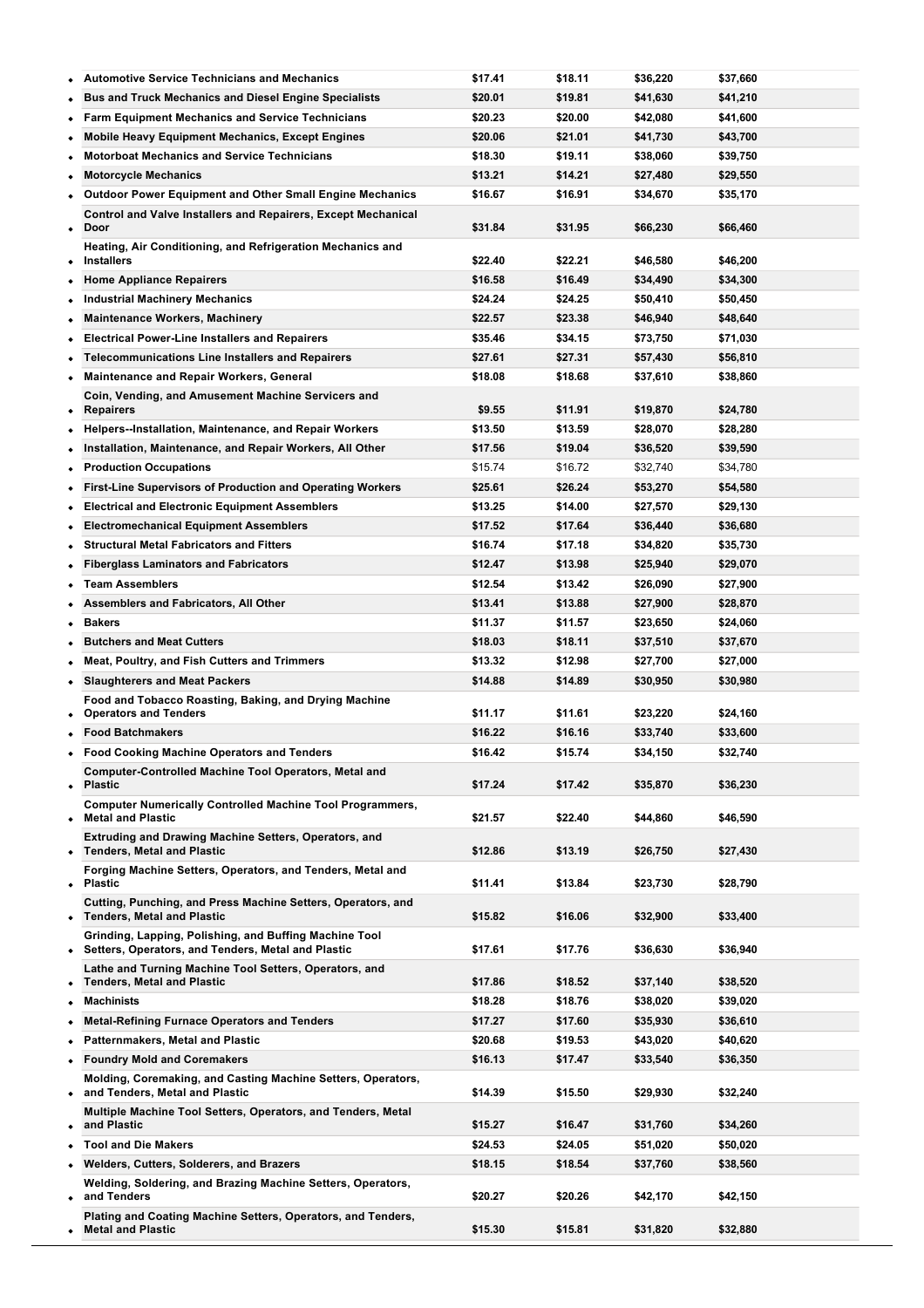| Occupation | | | | |
|---|---|---|---|---|
| Automotive Service Technicians and Mechanics | $17.41 | $18.11 | $36,220 | $37,660 |
| Bus and Truck Mechanics and Diesel Engine Specialists | $20.01 | $19.81 | $41,630 | $41,210 |
| Farm Equipment Mechanics and Service Technicians | $20.23 | $20.00 | $42,080 | $41,600 |
| Mobile Heavy Equipment Mechanics, Except Engines | $20.06 | $21.01 | $41,730 | $43,700 |
| Motorboat Mechanics and Service Technicians | $18.30 | $19.11 | $38,060 | $39,750 |
| Motorcycle Mechanics | $13.21 | $14.21 | $27,480 | $29,550 |
| Outdoor Power Equipment and Other Small Engine Mechanics | $16.67 | $16.91 | $34,670 | $35,170 |
| Control and Valve Installers and Repairers, Except Mechanical Door | $31.84 | $31.95 | $66,230 | $66,460 |
| Heating, Air Conditioning, and Refrigeration Mechanics and Installers | $22.40 | $22.21 | $46,580 | $46,200 |
| Home Appliance Repairers | $16.58 | $16.49 | $34,490 | $34,300 |
| Industrial Machinery Mechanics | $24.24 | $24.25 | $50,410 | $50,450 |
| Maintenance Workers, Machinery | $22.57 | $23.38 | $46,940 | $48,640 |
| Electrical Power-Line Installers and Repairers | $35.46 | $34.15 | $73,750 | $71,030 |
| Telecommunications Line Installers and Repairers | $27.61 | $27.31 | $57,430 | $56,810 |
| Maintenance and Repair Workers, General | $18.08 | $18.68 | $37,610 | $38,860 |
| Coin, Vending, and Amusement Machine Servicers and Repairers | $9.55 | $11.91 | $19,870 | $24,780 |
| Helpers--Installation, Maintenance, and Repair Workers | $13.50 | $13.59 | $28,070 | $28,280 |
| Installation, Maintenance, and Repair Workers, All Other | $17.56 | $19.04 | $36,520 | $39,590 |
| Production Occupations | $15.74 | $16.72 | $32,740 | $34,780 |
| First-Line Supervisors of Production and Operating Workers | $25.61 | $26.24 | $53,270 | $54,580 |
| Electrical and Electronic Equipment Assemblers | $13.25 | $14.00 | $27,570 | $29,130 |
| Electromechanical Equipment Assemblers | $17.52 | $17.64 | $36,440 | $36,680 |
| Structural Metal Fabricators and Fitters | $16.74 | $17.18 | $34,820 | $35,730 |
| Fiberglass Laminators and Fabricators | $12.47 | $13.98 | $25,940 | $29,070 |
| Team Assemblers | $12.54 | $13.42 | $26,090 | $27,900 |
| Assemblers and Fabricators, All Other | $13.41 | $13.88 | $27,900 | $28,870 |
| Bakers | $11.37 | $11.57 | $23,650 | $24,060 |
| Butchers and Meat Cutters | $18.03 | $18.11 | $37,510 | $37,670 |
| Meat, Poultry, and Fish Cutters and Trimmers | $13.32 | $12.98 | $27,700 | $27,000 |
| Slaughterers and Meat Packers | $14.88 | $14.89 | $30,950 | $30,980 |
| Food and Tobacco Roasting, Baking, and Drying Machine Operators and Tenders | $11.17 | $11.61 | $23,220 | $24,160 |
| Food Batchmakers | $16.22 | $16.16 | $33,740 | $33,600 |
| Food Cooking Machine Operators and Tenders | $16.42 | $15.74 | $34,150 | $32,740 |
| Computer-Controlled Machine Tool Operators, Metal and Plastic | $17.24 | $17.42 | $35,870 | $36,230 |
| Computer Numerically Controlled Machine Tool Programmers, Metal and Plastic | $21.57 | $22.40 | $44,860 | $46,590 |
| Extruding and Drawing Machine Setters, Operators, and Tenders, Metal and Plastic | $12.86 | $13.19 | $26,750 | $27,430 |
| Forging Machine Setters, Operators, and Tenders, Metal and Plastic | $11.41 | $13.84 | $23,730 | $28,790 |
| Cutting, Punching, and Press Machine Setters, Operators, and Tenders, Metal and Plastic | $15.82 | $16.06 | $32,900 | $33,400 |
| Grinding, Lapping, Polishing, and Buffing Machine Tool Setters, Operators, and Tenders, Metal and Plastic | $17.61 | $17.76 | $36,630 | $36,940 |
| Lathe and Turning Machine Tool Setters, Operators, and Tenders, Metal and Plastic | $17.86 | $18.52 | $37,140 | $38,520 |
| Machinists | $18.28 | $18.76 | $38,020 | $39,020 |
| Metal-Refining Furnace Operators and Tenders | $17.27 | $17.60 | $35,930 | $36,610 |
| Patternmakers, Metal and Plastic | $20.68 | $19.53 | $43,020 | $40,620 |
| Foundry Mold and Coremakers | $16.13 | $17.47 | $33,540 | $36,350 |
| Molding, Coremaking, and Casting Machine Setters, Operators, and Tenders, Metal and Plastic | $14.39 | $15.50 | $29,930 | $32,240 |
| Multiple Machine Tool Setters, Operators, and Tenders, Metal and Plastic | $15.27 | $16.47 | $31,760 | $34,260 |
| Tool and Die Makers | $24.53 | $24.05 | $51,020 | $50,020 |
| Welders, Cutters, Solderers, and Brazers | $18.15 | $18.54 | $37,760 | $38,560 |
| Welding, Soldering, and Brazing Machine Setters, Operators, and Tenders | $20.27 | $20.26 | $42,170 | $42,150 |
| Plating and Coating Machine Setters, Operators, and Tenders, Metal and Plastic | $15.30 | $15.81 | $31,820 | $32,880 |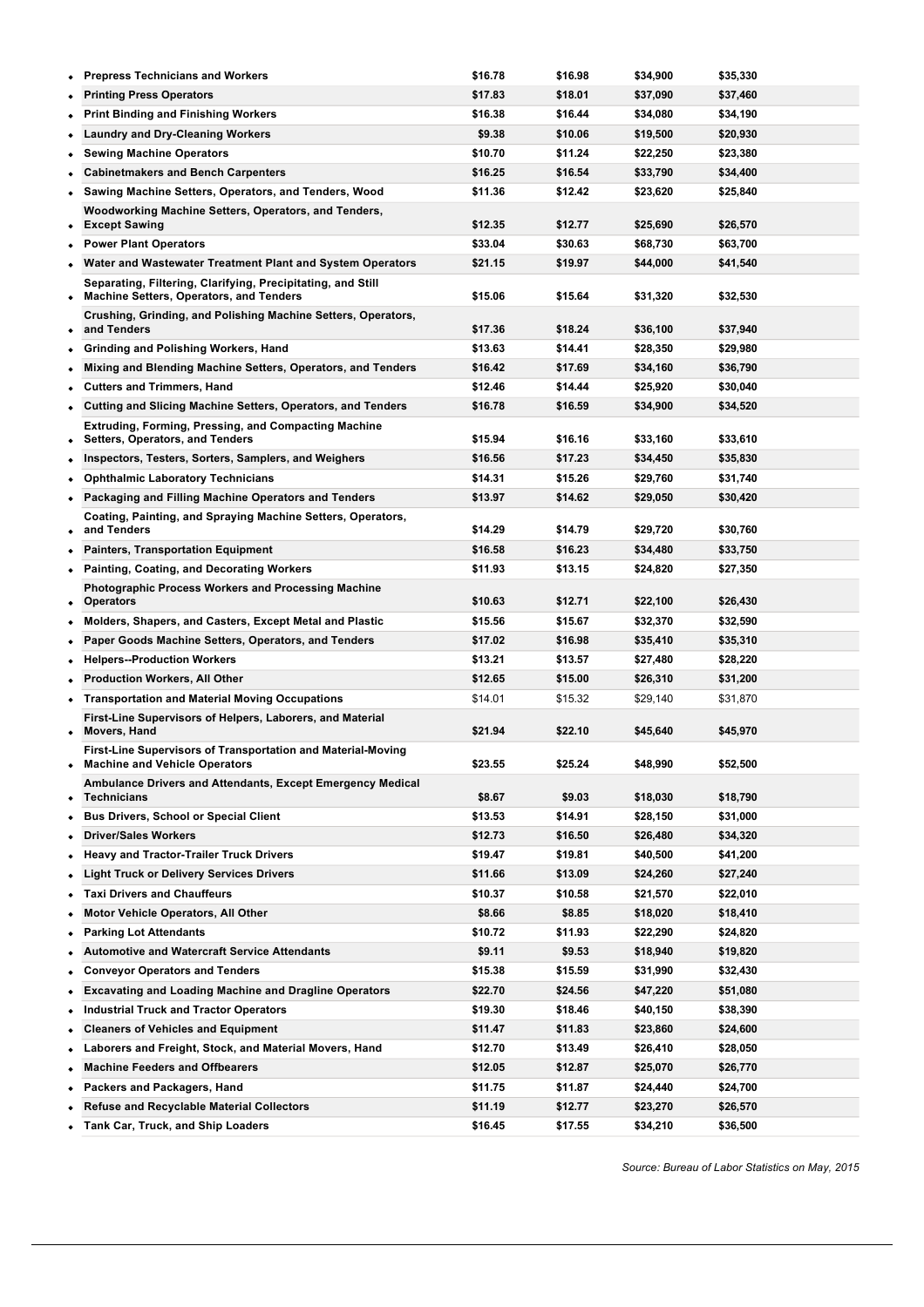| | | | | |
|---|---|---|---|---|
| Prepress Technicians and Workers | $16.78 | $16.98 | $34,900 | $35,330 |
| Printing Press Operators | $17.83 | $18.01 | $37,090 | $37,460 |
| Print Binding and Finishing Workers | $16.38 | $16.44 | $34,080 | $34,190 |
| Laundry and Dry-Cleaning Workers | $9.38 | $10.06 | $19,500 | $20,930 |
| Sewing Machine Operators | $10.70 | $11.24 | $22,250 | $23,380 |
| Cabinetmakers and Bench Carpenters | $16.25 | $16.54 | $33,790 | $34,400 |
| Sawing Machine Setters, Operators, and Tenders, Wood | $11.36 | $12.42 | $23,620 | $25,840 |
| Woodworking Machine Setters, Operators, and Tenders, Except Sawing | $12.35 | $12.77 | $25,690 | $26,570 |
| Power Plant Operators | $33.04 | $30.63 | $68,730 | $63,700 |
| Water and Wastewater Treatment Plant and System Operators | $21.15 | $19.97 | $44,000 | $41,540 |
| Separating, Filtering, Clarifying, Precipitating, and Still Machine Setters, Operators, and Tenders | $15.06 | $15.64 | $31,320 | $32,530 |
| Crushing, Grinding, and Polishing Machine Setters, Operators, and Tenders | $17.36 | $18.24 | $36,100 | $37,940 |
| Grinding and Polishing Workers, Hand | $13.63 | $14.41 | $28,350 | $29,980 |
| Mixing and Blending Machine Setters, Operators, and Tenders | $16.42 | $17.69 | $34,160 | $36,790 |
| Cutters and Trimmers, Hand | $12.46 | $14.44 | $25,920 | $30,040 |
| Cutting and Slicing Machine Setters, Operators, and Tenders | $16.78 | $16.59 | $34,900 | $34,520 |
| Extruding, Forming, Pressing, and Compacting Machine Setters, Operators, and Tenders | $15.94 | $16.16 | $33,160 | $33,610 |
| Inspectors, Testers, Sorters, Samplers, and Weighers | $16.56 | $17.23 | $34,450 | $35,830 |
| Ophthalmic Laboratory Technicians | $14.31 | $15.26 | $29,760 | $31,740 |
| Packaging and Filling Machine Operators and Tenders | $13.97 | $14.62 | $29,050 | $30,420 |
| Coating, Painting, and Spraying Machine Setters, Operators, and Tenders | $14.29 | $14.79 | $29,720 | $30,760 |
| Painters, Transportation Equipment | $16.58 | $16.23 | $34,480 | $33,750 |
| Painting, Coating, and Decorating Workers | $11.93 | $13.15 | $24,820 | $27,350 |
| Photographic Process Workers and Processing Machine Operators | $10.63 | $12.71 | $22,100 | $26,430 |
| Molders, Shapers, and Casters, Except Metal and Plastic | $15.56 | $15.67 | $32,370 | $32,590 |
| Paper Goods Machine Setters, Operators, and Tenders | $17.02 | $16.98 | $35,410 | $35,310 |
| Helpers--Production Workers | $13.21 | $13.57 | $27,480 | $28,220 |
| Production Workers, All Other | $12.65 | $15.00 | $26,310 | $31,200 |
| Transportation and Material Moving Occupations | $14.01 | $15.32 | $29,140 | $31,870 |
| First-Line Supervisors of Helpers, Laborers, and Material Movers, Hand | $21.94 | $22.10 | $45,640 | $45,970 |
| First-Line Supervisors of Transportation and Material-Moving Machine and Vehicle Operators | $23.55 | $25.24 | $48,990 | $52,500 |
| Ambulance Drivers and Attendants, Except Emergency Medical Technicians | $8.67 | $9.03 | $18,030 | $18,790 |
| Bus Drivers, School or Special Client | $13.53 | $14.91 | $28,150 | $31,000 |
| Driver/Sales Workers | $12.73 | $16.50 | $26,480 | $34,320 |
| Heavy and Tractor-Trailer Truck Drivers | $19.47 | $19.81 | $40,500 | $41,200 |
| Light Truck or Delivery Services Drivers | $11.66 | $13.09 | $24,260 | $27,240 |
| Taxi Drivers and Chauffeurs | $10.37 | $10.58 | $21,570 | $22,010 |
| Motor Vehicle Operators, All Other | $8.66 | $8.85 | $18,020 | $18,410 |
| Parking Lot Attendants | $10.72 | $11.93 | $22,290 | $24,820 |
| Automotive and Watercraft Service Attendants | $9.11 | $9.53 | $18,940 | $19,820 |
| Conveyor Operators and Tenders | $15.38 | $15.59 | $31,990 | $32,430 |
| Excavating and Loading Machine and Dragline Operators | $22.70 | $24.56 | $47,220 | $51,080 |
| Industrial Truck and Tractor Operators | $19.30 | $18.46 | $40,150 | $38,390 |
| Cleaners of Vehicles and Equipment | $11.47 | $11.83 | $23,860 | $24,600 |
| Laborers and Freight, Stock, and Material Movers, Hand | $12.70 | $13.49 | $26,410 | $28,050 |
| Machine Feeders and Offbearers | $12.05 | $12.87 | $25,070 | $26,770 |
| Packers and Packagers, Hand | $11.75 | $11.87 | $24,440 | $24,700 |
| Refuse and Recyclable Material Collectors | $11.19 | $12.77 | $23,270 | $26,570 |
| Tank Car, Truck, and Ship Loaders | $16.45 | $17.55 | $34,210 | $36,500 |

*Source: Bureau of Labor Statistics on May, 2015*